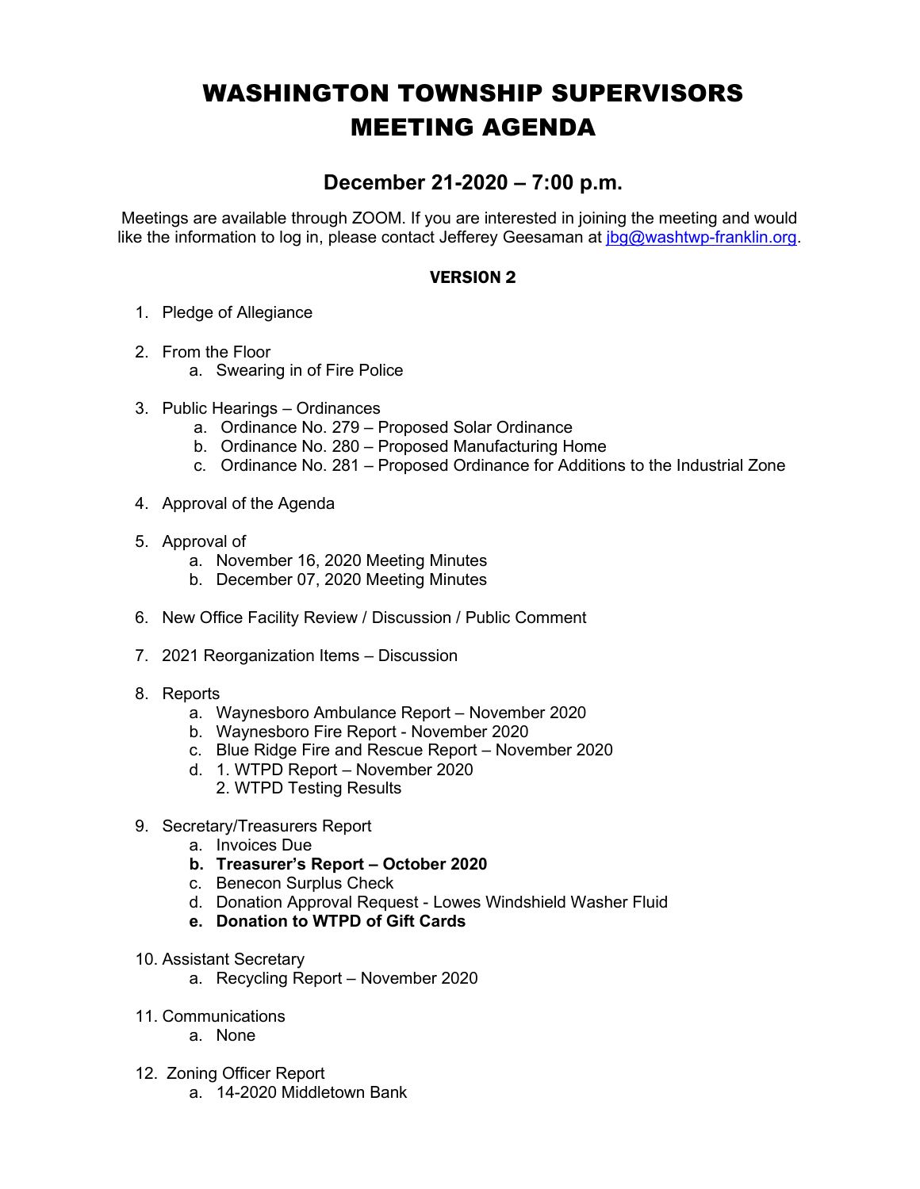# WASHINGTON TOWNSHIP SUPERVISORS MEETING AGENDA

## December 21-2020 – 7:00 p.m.

Meetings are available through ZOOM. If you are interested in joining the meeting and would like the information to log in, please contact Jefferey Geesaman at jbg@washtwp-franklin.org.

**VERSION 2**

1. Pledge of Allegiance

2. From the Floor
   a. Swearing in of Fire Police

3. Public Hearings – Ordinances
   a. Ordinance No. 279 – Proposed Solar Ordinance
   b. Ordinance No. 280 – Proposed Manufacturing Home
   c. Ordinance No. 281 – Proposed Ordinance for Additions to the Industrial Zone

4. Approval of the Agenda

5. Approval of
   a. November 16, 2020 Meeting Minutes
   b. December 07, 2020 Meeting Minutes

6. New Office Facility Review / Discussion / Public Comment

7. 2021 Reorganization Items – Discussion

8. Reports
   a. Waynesboro Ambulance Report – November 2020
   b. Waynesboro Fire Report - November 2020
   c. Blue Ridge Fire and Rescue Report – November 2020
   d. 1. WTPD Report – November 2020
      2. WTPD Testing Results

9. Secretary/Treasurers Report
   a. Invoices Due
   **b. Treasurer's Report – October 2020**
   c. Benecon Surplus Check
   d. Donation Approval Request - Lowes Windshield Washer Fluid
   **e. Donation to WTPD of Gift Cards**

10. Assistant Secretary
    a. Recycling Report – November 2020

11. Communications
    a. None

12. Zoning Officer Report
    a. 14-2020 Middletown Bank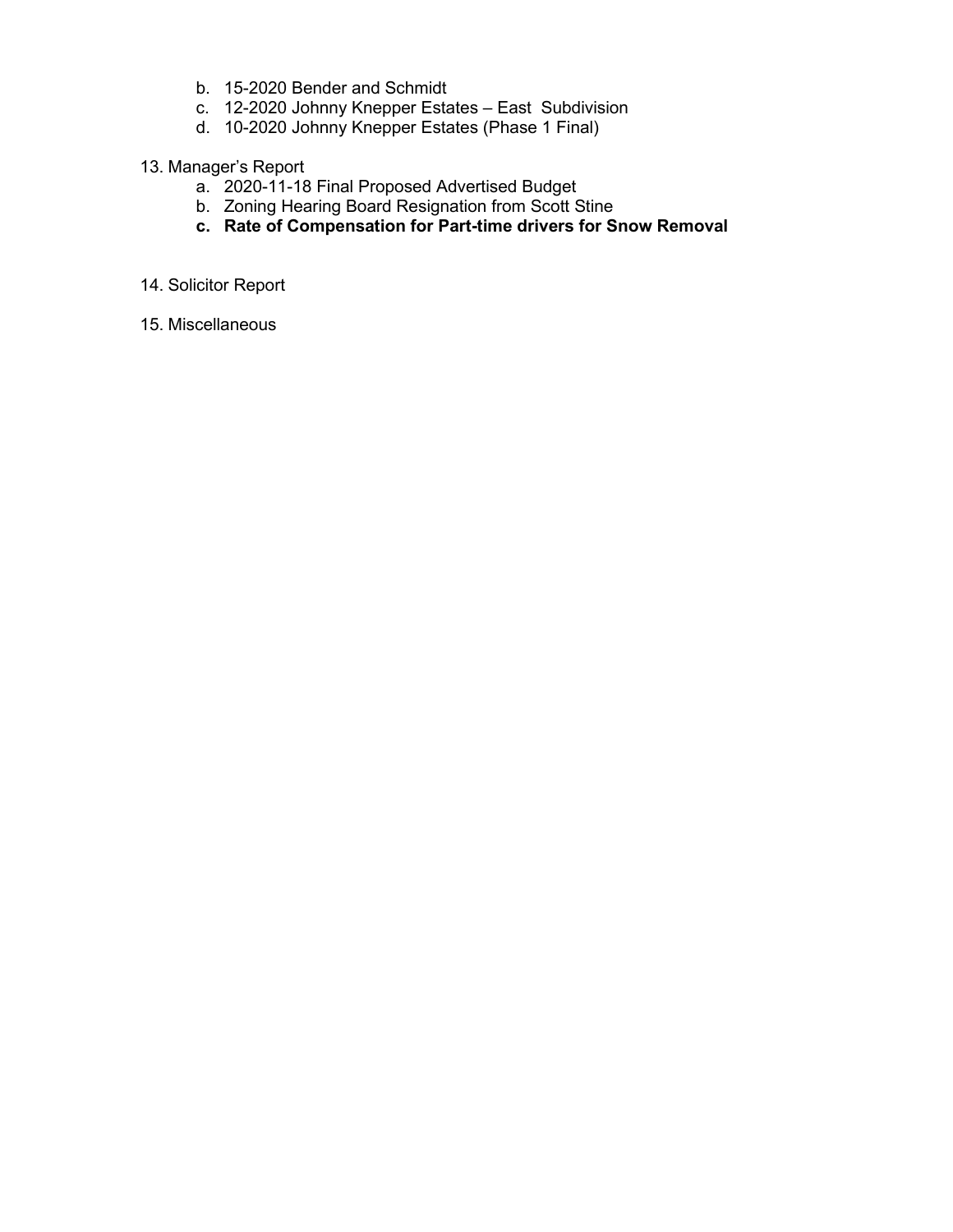b. 15-2020 Bender and Schmidt
   c. 12-2020 Johnny Knepper Estates – East Subdivision
   d. 10-2020 Johnny Knepper Estates (Phase 1 Final)

13. Manager's Report
   a. 2020-11-18 Final Proposed Advertised Budget
   b. Zoning Hearing Board Resignation from Scott Stine
   c. **Rate of Compensation for Part-time drivers for Snow Removal**

14. Solicitor Report

15. Miscellaneous